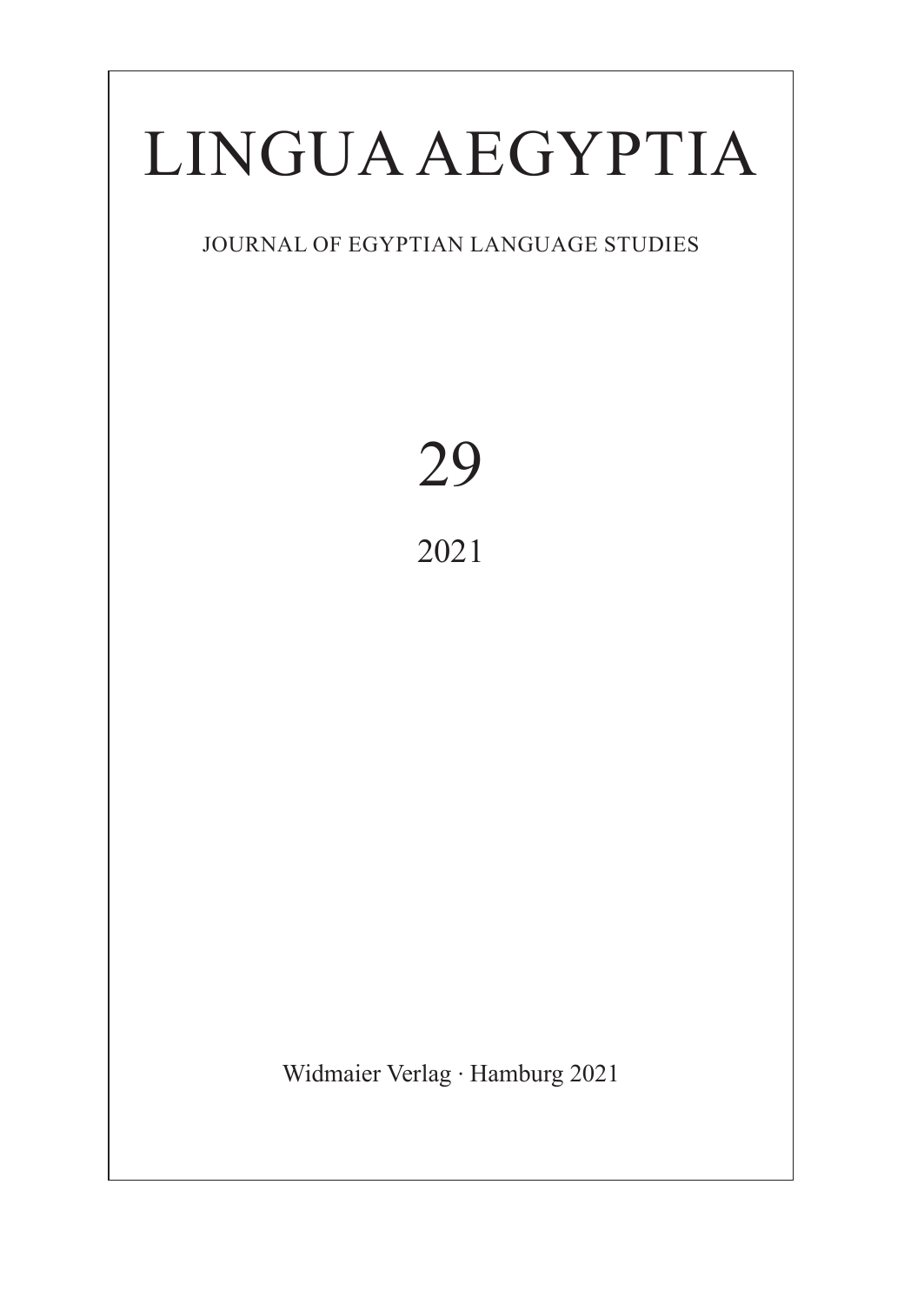# LINGUA AEGYPTIA

JOURNAL OF EGYPTIAN LANGUAGE STUDIES

29

2021

Widmaier Verlag · Hamburg 2021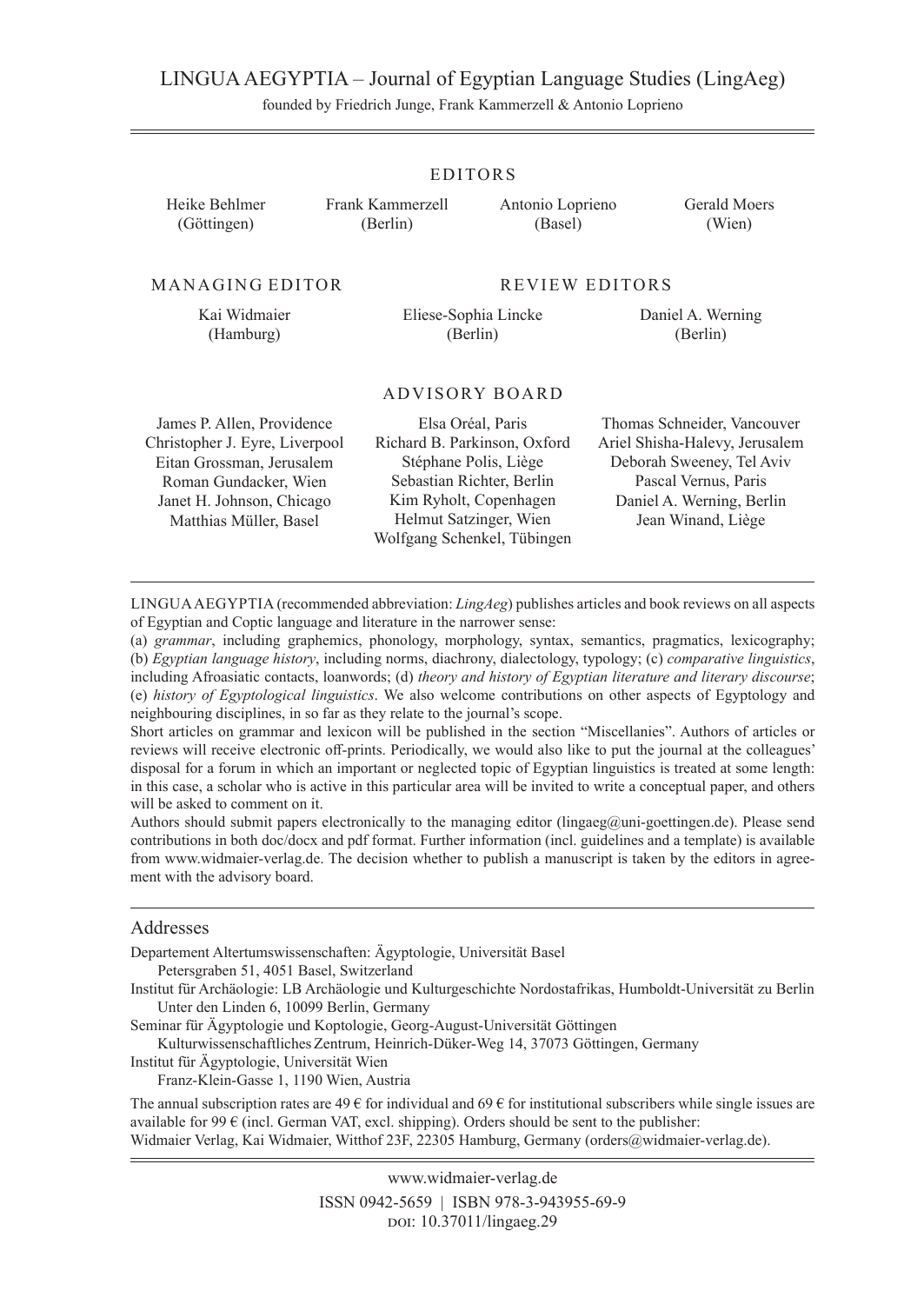# LINGUA AEGYPTIA – Journal of Egyptian Language Studies (LingAeg)

founded by Friedrich Junge, Frank Kammerzell & Antonio Loprieno

## EDITORS

Heike Behlmer (Göttingen)
Frank Kammerzell (Berlin)
Antonio Loprieno (Basel)
Gerald Moers (Wien)

## MANAGING EDITOR

Kai Widmaier (Hamburg)

## REVIEW EDITORS

Eliese-Sophia Lincke (Berlin)
Daniel A. Werning (Berlin)

## ADVISORY BOARD

James P. Allen, Providence
Christopher J. Eyre, Liverpool
Eitan Grossman, Jerusalem
Roman Gundacker, Wien
Janet H. Johnson, Chicago
Matthias Müller, Basel
Elsa Oréal, Paris
Richard B. Parkinson, Oxford
Stéphane Polis, Liège
Sebastian Richter, Berlin
Kim Ryholt, Copenhagen
Helmut Satzinger, Wien
Wolfgang Schenkel, Tübingen
Thomas Schneider, Vancouver
Ariel Shisha-Halevy, Jerusalem
Deborah Sweeney, Tel Aviv
Pascal Vernus, Paris
Daniel A. Werning, Berlin
Jean Winand, Liège

---

LINGUA AEGYPTIA (recommended abbreviation: *LingAeg*) publishes articles and book reviews on all aspects of Egyptian and Coptic language and literature in the narrower sense:
(a) *grammar*, including graphemics, phonology, morphology, syntax, semantics, pragmatics, lexicography; (b) *Egyptian language history*, including norms, diachrony, dialectology, typology; (c) *comparative linguistics*, including Afroasiatic contacts, loanwords; (d) *theory and history of Egyptian literature and literary discourse*; (e) *history of Egyptological linguistics*. We also welcome contributions on other aspects of Egyptology and neighbouring disciplines, in so far as they relate to the journal's scope.
Short articles on grammar and lexicon will be published in the section "Miscellanies". Authors of articles or reviews will receive electronic off-prints. Periodically, we would also like to put the journal at the colleagues' disposal for a forum in which an important or neglected topic of Egyptian linguistics is treated at some length: in this case, a scholar who is active in this particular area will be invited to write a conceptual paper, and others will be asked to comment on it.
Authors should submit papers electronically to the managing editor (lingaeg@uni-goettingen.de). Please send contributions in both doc/docx and pdf format. Further information (incl. guidelines and a template) is available from www.widmaier-verlag.de. The decision whether to publish a manuscript is taken by the editors in agreement with the advisory board.

---

## Addresses

Departement Altertumswissenschaften: Ägyptologie, Universität Basel
Petersgraben 51, 4051 Basel, Switzerland
Institut für Archäologie: LB Archäologie und Kulturgeschichte Nordostafrikas, Humboldt-Universität zu Berlin
Unter den Linden 6, 10099 Berlin, Germany
Seminar für Ägyptologie und Koptologie, Georg-August-Universität Göttingen
Kulturwissenschaftliches Zentrum, Heinrich-Düker-Weg 14, 37073 Göttingen, Germany
Institut für Ägyptologie, Universität Wien
Franz-Klein-Gasse 1, 1190 Wien, Austria

The annual subscription rates are 49 € for individual and 69 € for institutional subscribers while single issues are available for 99 € (incl. German VAT, excl. shipping). Orders should be sent to the publisher:
Widmaier Verlag, Kai Widmaier, Witthof 23F, 22305 Hamburg, Germany (orders@widmaier-verlag.de).

---

www.widmaier-verlag.de
ISSN 0942-5659 | ISBN 978-3-943955-69-9
DOI: 10.37011/lingaeg.29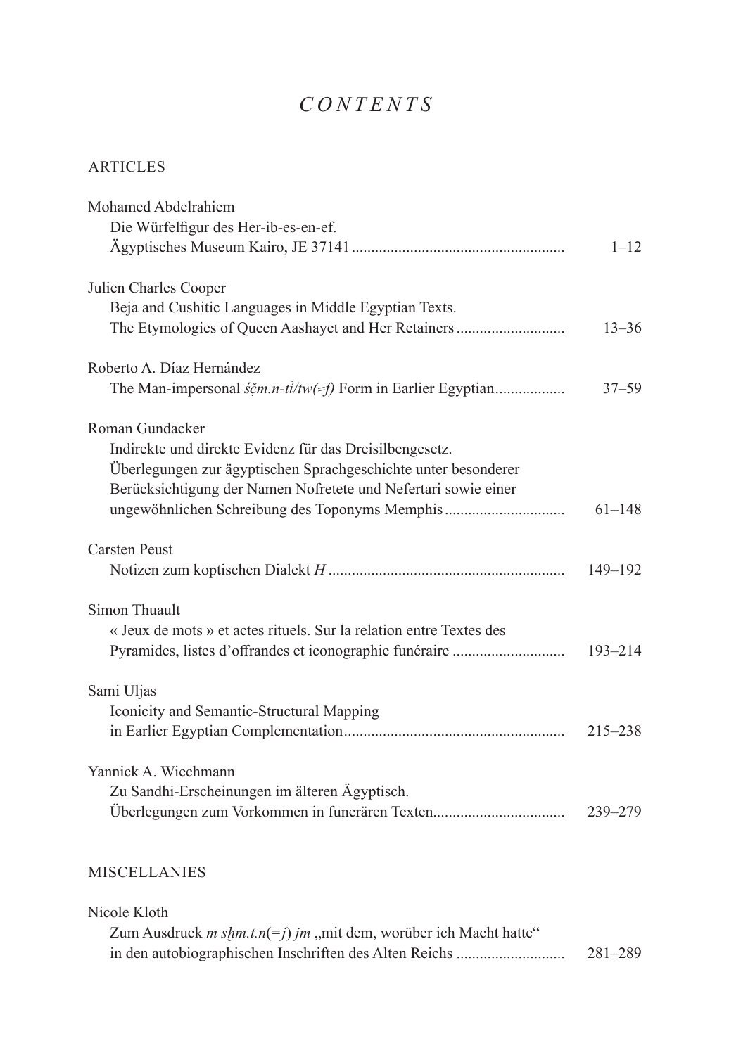# *CONTENTS*

## ARTICLES

Mohamed Abdelrahiem
Die Würfelfigur des Her-ib-es-en-ef.
Ägyptisches Museum Kairo, JE 37141 ...................................................... 1–12

Julien Charles Cooper
Beja and Cushitic Languages in Middle Egyptian Texts.
The Etymologies of Queen Aashayet and Her Retainers ........................... 13–36

Roberto A. Díaz Hernández
The Man-impersonal *śč̣m.n-tỉ/tw(=f)* Form in Earlier Egyptian.................. 37–59

Roman Gundacker
Indirekte und direkte Evidenz für das Dreisilbengesetz.
Überlegungen zur ägyptischen Sprachgeschichte unter besonderer
Berücksichtigung der Namen Nofretete und Nefertari sowie einer
ungewöhnlichen Schreibung des Toponyms Memphis .............................. 61–148

Carsten Peust
Notizen zum koptischen Dialekt *H* ............................................................ 149–192

Simon Thuault
« Jeux de mots » et actes rituels. Sur la relation entre Textes des
Pyramides, listes d'offrandes et iconographie funéraire ............................ 193–214

Sami Uljas
Iconicity and Semantic-Structural Mapping
in Earlier Egyptian Complementation........................................................ 215–238

Yannick A. Wiechmann
Zu Sandhi-Erscheinungen im älteren Ägyptisch.
Überlegungen zum Vorkommen in funerären Texten................................. 239–279

## MISCELLANIES

Nicole Kloth
Zum Ausdruck *m sḫm.t.n*(=*j*) *jm* „mit dem, worüber ich Macht hatte"
in den autobiographischen Inschriften des Alten Reichs ........................... 281–289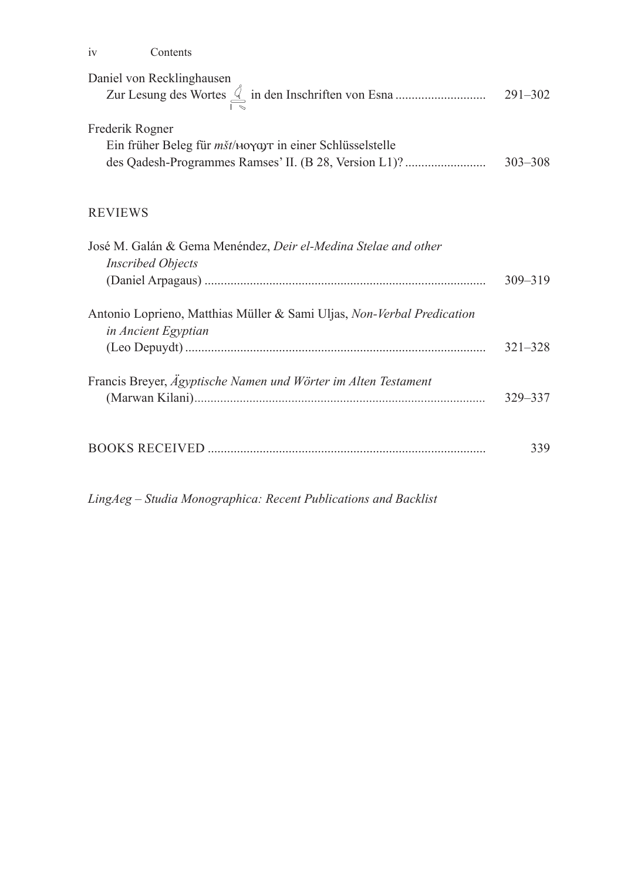Daniel von Recklinghausen
Zur Lesung des Wortes [hieroglyph] in den Inschriften von Esna ............................ 291–302

Frederik Rogner
Ein früher Beleg für *mšt*/ⲙⲟⲩϣⲧ in einer Schlüsselstelle des Qadesh-Programmes Ramses' II. (B 28, Version L1)? ......................... 303–308

## REVIEWS

José M. Galán & Gema Menéndez, *Deir el-Medina Stelae and other Inscribed Objects*
(Daniel Arpagaus) ...................................................................................... 309–319

Antonio Loprieno, Matthias Müller & Sami Uljas, *Non-Verbal Predication in Ancient Egyptian*
(Leo Depuydt) ............................................................................................ 321–328

Francis Breyer, *Ägyptische Namen und Wörter im Alten Testament*
(Marwan Kilani)........................................................................................ 329–337

BOOKS RECEIVED .................................................................................... 339

*LingAeg – Studia Monographica: Recent Publications and Backlist*